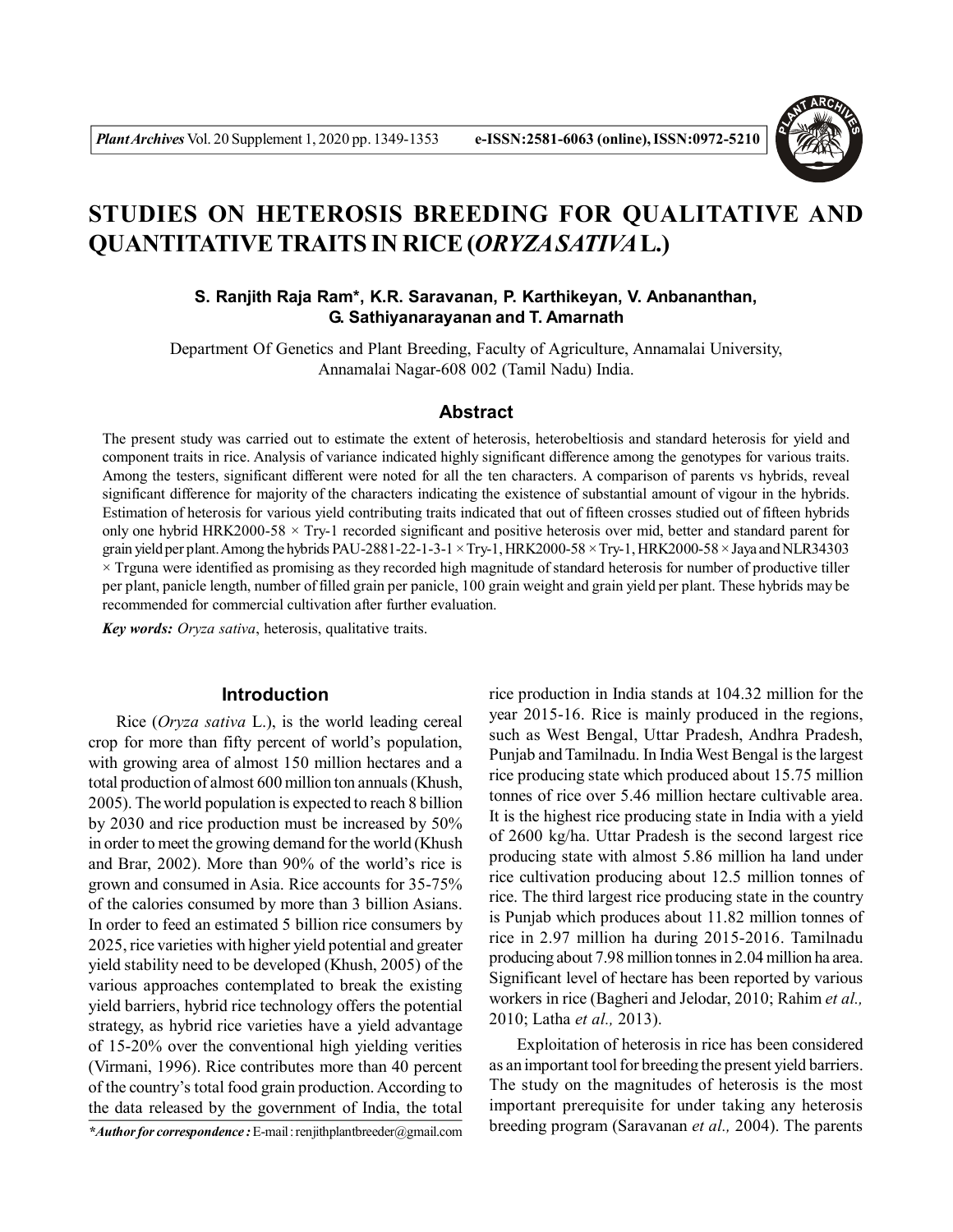# STUDIES ON HETEROSIS BREEDING FOR QUALITATIVE AND QUANTITATIVE TRAITS IN RICE (*ORYZA SATIVA* L.)

**S. Ranjith Raja Ram*, K.R. Saravanan, P. Karthikeyan, V. Anbananthan, G. Sathiyanarayanan and T. Amarnath**

Department Of Genetics and Plant Breeding, Faculty of Agriculture, Annamalai University, Annamalai Nagar-608 002 (Tamil Nadu) India.

## Abstract

The present study was carried out to estimate the extent of heterosis, heterobeltiosis and standard heterosis for yield and component traits in rice. Analysis of variance indicated highly significant difference among the genotypes for various traits. Among the testers, significant different were noted for all the ten characters. A comparison of parents vs hybrids, reveal significant difference for majority of the characters indicating the existence of substantial amount of vigour in the hybrids. Estimation of heterosis for various yield contributing traits indicated that out of fifteen crosses studied out of fifteen hybrids only one hybrid HRK2000-58 × Try-1 recorded significant and positive heterosis over mid, better and standard parent for grain yield per plant. Among the hybrids PAU-2881-22-1-3-1 × Try-1, HRK2000-58 × Try-1, HRK2000-58 × Jaya and NLR34303 × Trguna were identified as promising as they recorded high magnitude of standard heterosis for number of productive tiller per plant, panicle length, number of filled grain per panicle, 100 grain weight and grain yield per plant. These hybrids may be recommended for commercial cultivation after further evaluation.

***Key words:*** *Oryza sativa*, heterosis, qualitative traits.

## Introduction

Rice (*Oryza sativa* L.), is the world leading cereal crop for more than fifty percent of world's population, with growing area of almost 150 million hectares and a total production of almost 600 million ton annuals (Khush, 2005). The world population is expected to reach 8 billion by 2030 and rice production must be increased by 50% in order to meet the growing demand for the world (Khush and Brar, 2002). More than 90% of the world's rice is grown and consumed in Asia. Rice accounts for 35-75% of the calories consumed by more than 3 billion Asians. In order to feed an estimated 5 billion rice consumers by 2025, rice varieties with higher yield potential and greater yield stability need to be developed (Khush, 2005) of the various approaches contemplated to break the existing yield barriers, hybrid rice technology offers the potential strategy, as hybrid rice varieties have a yield advantage of 15-20% over the conventional high yielding verities (Virmani, 1996). Rice contributes more than 40 percent of the country's total food grain production. According to the data released by the government of India, the total rice production in India stands at 104.32 million for the year 2015-16. Rice is mainly produced in the regions, such as West Bengal, Uttar Pradesh, Andhra Pradesh, Punjab and Tamilnadu. In India West Bengal is the largest rice producing state which produced about 15.75 million tonnes of rice over 5.46 million hectare cultivable area. It is the highest rice producing state in India with a yield of 2600 kg/ha. Uttar Pradesh is the second largest rice producing state with almost 5.86 million ha land under rice cultivation producing about 12.5 million tonnes of rice. The third largest rice producing state in the country is Punjab which produces about 11.82 million tonnes of rice in 2.97 million ha during 2015-2016. Tamilnadu producing about 7.98 million tonnes in 2.04 million ha area. Significant level of hectare has been reported by various workers in rice (Bagheri and Jelodar, 2010; Rahim *et al.,* 2010; Latha *et al.,* 2013).

Exploitation of heterosis in rice has been considered as an important tool for breeding the present yield barriers. The study on the magnitudes of heterosis is the most important prerequisite for under taking any heterosis breeding program (Saravanan *et al.,* 2004). The parents

***Author for correspondence :** E-mail : renjithplantbreeder@gmail.com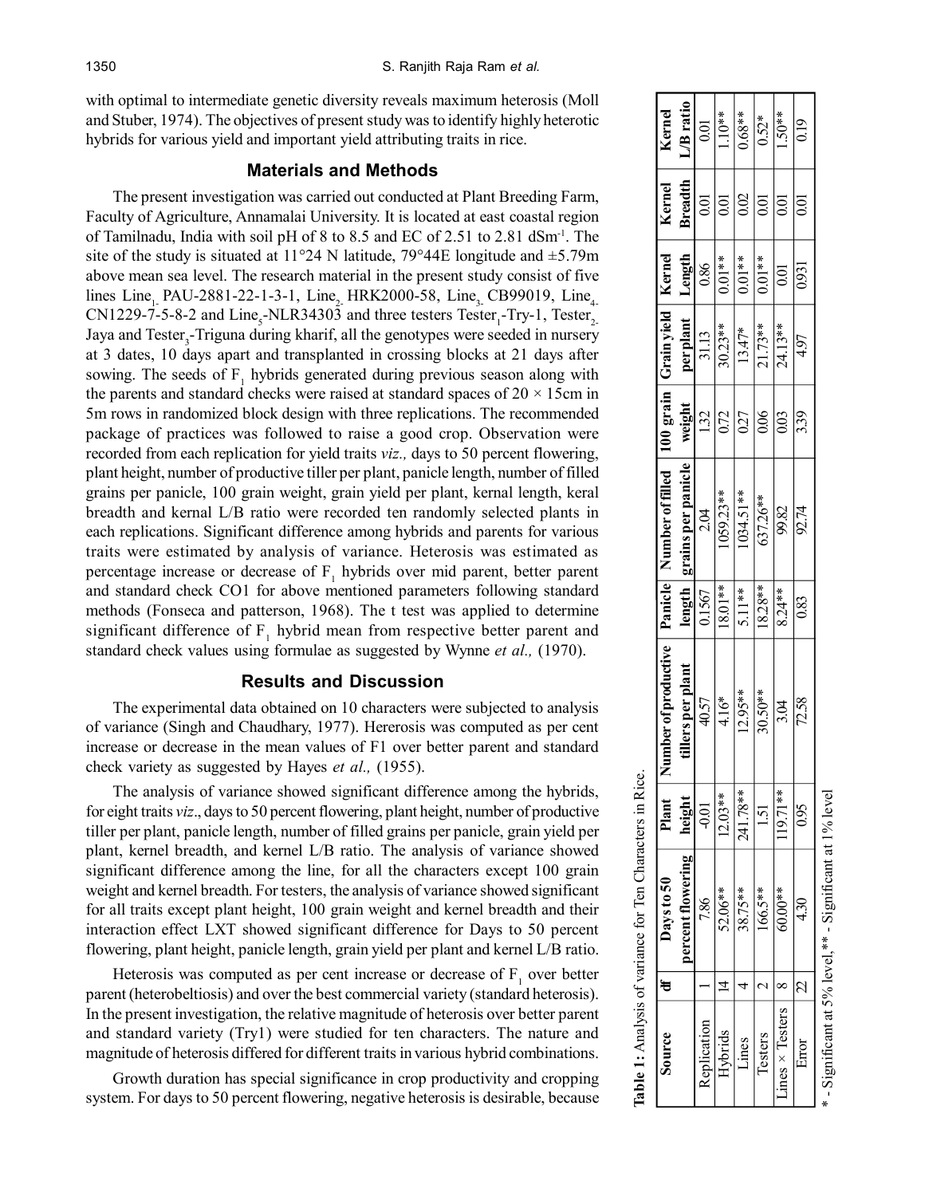with optimal to intermediate genetic diversity reveals maximum heterosis (Moll and Stuber, 1974). The objectives of present study was to identify highly heterotic hybrids for various yield and important yield attributing traits in rice.

## Materials and Methods

The present investigation was carried out conducted at Plant Breeding Farm, Faculty of Agriculture, Annamalai University. It is located at east coastal region of Tamilnadu, India with soil pH of 8 to 8.5 and EC of 2.51 to 2.81 $dSm^{-1}$. The site of the study is situated at 11°24 N latitude, 79°44E longitude and ±5.79m above mean sea level. The research material in the present study consist of five lines $Line_1$ PAU-2881-22-1-3-1, $Line_2$ HRK2000-58, $Line_3$ CB99019, $Line_4$ CN1229-7-5-8-2 and $Line_5$-NLR34303 and three testers $Tester_1$-Try-1, $Tester_2$ Jaya and $Tester_3$-Triguna during kharif, all the genotypes were seeded in nursery at 3 dates, 10 days apart and transplanted in crossing blocks at 21 days after sowing. The seeds of $F_1$ hybrids generated during previous season along with the parents and standard checks were raised at standard spaces of 20 × 15cm in 5m rows in randomized block design with three replications. The recommended package of practices was followed to raise a good crop. Observation were recorded from each replication for yield traits *viz.,* days to 50 percent flowering, plant height, number of productive tiller per plant, panicle length, number of filled grains per panicle, 100 grain weight, grain yield per plant, kernal length, keral breadth and kernal L/B ratio were recorded ten randomly selected plants in each replications. Significant difference among hybrids and parents for various traits were estimated by analysis of variance. Heterosis was estimated as percentage increase or decrease of $F_1$ hybrids over mid parent, better parent and standard check CO1 for above mentioned parameters following standard methods (Fonseca and patterson, 1968). The t test was applied to determine significant difference of $F_1$ hybrid mean from respective better parent and standard check values using formulae as suggested by Wynne *et al.,* (1970).

## Results and Discussion

The experimental data obtained on 10 characters were subjected to analysis of variance (Singh and Chaudhary, 1977). Hererosis was computed as per cent increase or decrease in the mean values of F1 over better parent and standard check variety as suggested by Hayes *et al.,* (1955).

The analysis of variance showed significant difference among the hybrids, for eight traits *viz*., days to 50 percent flowering, plant height, number of productive tiller per plant, panicle length, number of filled grains per panicle, grain yield per plant, kernel breadth, and kernel L/B ratio. The analysis of variance showed significant difference among the line, for all the characters except 100 grain weight and kernel breadth. For testers, the analysis of variance showed significant for all traits except plant height, 100 grain weight and kernel breadth and their interaction effect LXT showed significant difference for Days to 50 percent flowering, plant height, panicle length, grain yield per plant and kernel L/B ratio.

Heterosis was computed as per cent increase or decrease of $F_1$ over better parent (heterobeltiosis) and over the best commercial variety (standard heterosis). In the present investigation, the relative magnitude of heterosis over better parent and standard variety (Try1) were studied for ten characters. The nature and magnitude of heterosis differed for different traits in various hybrid combinations.

Growth duration has special significance in crop productivity and cropping system. For days to 50 percent flowering, negative heterosis is desirable, because

**Table 1:** Analysis of variance for Ten Characters in Rice.

| Source | df | Days to 50 percent flowering | Plant height | Number of productive tillers per plant | Panicle length | Number of filled grains per panicle | 100 grain weight | Grain yield per plant | Kernel Length | Kernel Breadth | Kernel L/B ratio |
|---|---|---|---|---|---|---|---|---|---|---|---|
| Replication | 1 | 7.86 | -0.01 | 40.57 | 0.1567 | 2.04 | 1.32 | 31.13 | 0.86 | 0.01 | 0.01 |
| Hybrids | 14 | 52.06** | 12.03** | 4.16* | 18.01** | 1059.23** | 0.72 | 30.23** | 0.01** | 0.01 | 1.10** |
| Lines | 4 | 38.75** | 241.78** | 12.95** | 5.11** | 1034.51** | 0.27 | 13.47* | 0.01** | 0.02 | 0.68** |
| Testers | 2 | 166.5** | 1.51 | 30.50** | 18.28** | 637.26** | 0.06 | 21.73** | 0.01** | 0.01 | 0.52* |
| Lines × Testers | 8 | 60.00** | 119.71** | 3.04 | 8.24** | 99.82 | 0.03 | 24.13** | 0.01 | 0.01 | 1.50** |
| Error | 22 | 4.30 | 0.95 | 72.58 | 0.83 | 92.74 | 3.39 | 4.97 | 0.931 | 0.01 | 0.19 |

\* - Significant at 5% level, ** - Significant at 1% level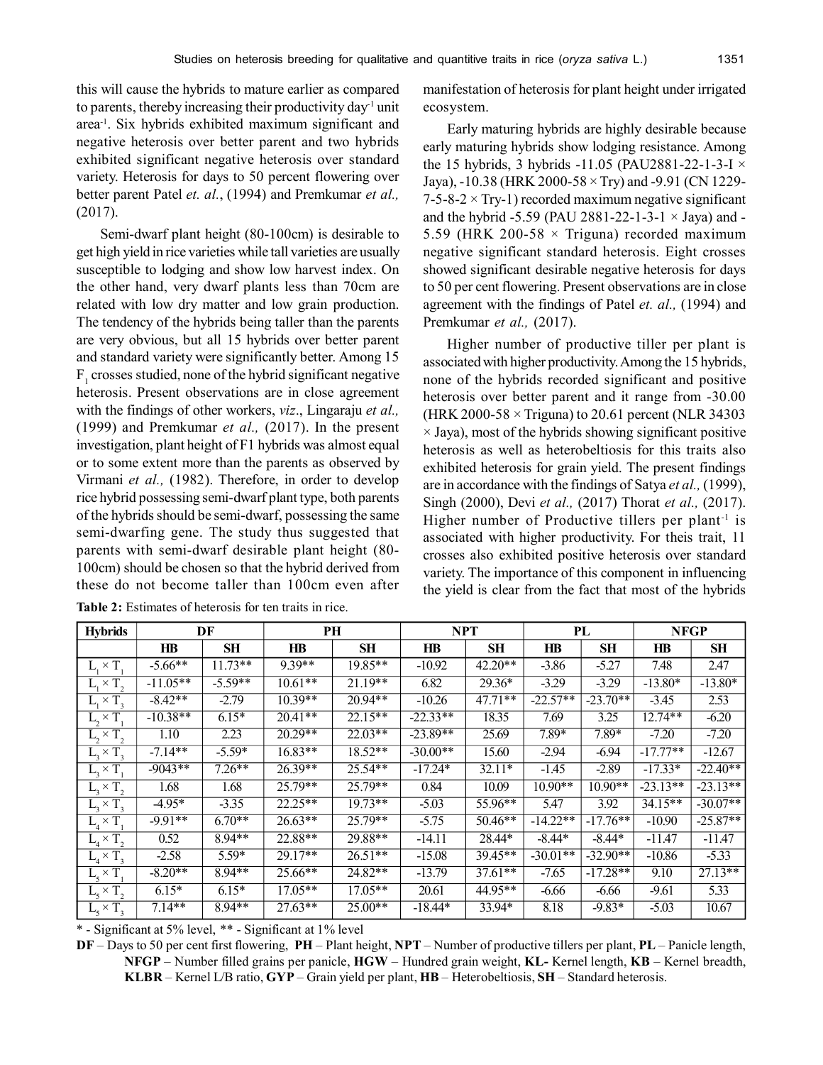this will cause the hybrids to mature earlier as compared to parents, thereby increasing their productivity day$^{-1}$ unit area$^{-1}$. Six hybrids exhibited maximum significant and negative heterosis over better parent and two hybrids exhibited significant negative heterosis over standard variety. Heterosis for days to 50 percent flowering over better parent Patel *et. al.*, (1994) and Premkumar *et al.,* (2017).

Semi-dwarf plant height (80-100cm) is desirable to get high yield in rice varieties while tall varieties are usually susceptible to lodging and show low harvest index. On the other hand, very dwarf plants less than 70cm are related with low dry matter and low grain production. The tendency of the hybrids being taller than the parents are very obvious, but all 15 hybrids over better parent and standard variety were significantly better. Among 15 $F_1$ crosses studied, none of the hybrid significant negative heterosis. Present observations are in close agreement with the findings of other workers, *viz*., Lingaraju *et al.,* (1999) and Premkumar *et al.,* (2017). In the present investigation, plant height of F1 hybrids was almost equal or to some extent more than the parents as observed by Virmani *et al.,* (1982). Therefore, in order to develop rice hybrid possessing semi-dwarf plant type, both parents of the hybrids should be semi-dwarf, possessing the same semi-dwarfing gene. The study thus suggested that parents with semi-dwarf desirable plant height (80-100cm) should be chosen so that the hybrid derived from these do not become taller than 100cm even after manifestation of heterosis for plant height under irrigated ecosystem.

Early maturing hybrids are highly desirable because early maturing hybrids show lodging resistance. Among the 15 hybrids, 3 hybrids -11.05 (PAU2881-22-1-3-I × Jaya), -10.38 (HRK 2000-58 × Try) and -9.91 (CN 1229-7-5-8-2 × Try-1) recorded maximum negative significant and the hybrid -5.59 (PAU 2881-22-1-3-1 × Jaya) and -5.59 (HRK 200-58 × Triguna) recorded maximum negative significant standard heterosis. Eight crosses showed significant desirable negative heterosis for days to 50 per cent flowering. Present observations are in close agreement with the findings of Patel *et. al.,* (1994) and Premkumar *et al.,* (2017).

Higher number of productive tiller per plant is associated with higher productivity. Among the 15 hybrids, none of the hybrids recorded significant and positive heterosis over better parent and it range from -30.00 (HRK 2000-58 × Triguna) to 20.61 percent (NLR 34303 × Jaya), most of the hybrids showing significant positive heterosis as well as heterobeltiosis for this traits also exhibited heterosis for grain yield. The present findings are in accordance with the findings of Satya *et al.,* (1999), Singh (2000), Devi *et al.,* (2017) Thorat *et al.,* (2017). Higher number of Productive tillers per plant$^{-1}$ is associated with higher productivity. For theis trait, 11 crosses also exhibited positive heterosis over standard variety. The importance of this component in influencing the yield is clear from the fact that most of the hybrids

**Table 2:** Estimates of heterosis for ten traits in rice.

| Hybrids | DF | | PH | | NPT | | PL | | NFGP | |
|---|---|---|---|---|---|---|---|---|---|---|
| | HB | SH | HB | SH | HB | SH | HB | SH | HB | SH |
| $L_1 \times T_1$ | -5.66** | 11.73** | 9.39** | 19.85** | -10.92 | 42.20** | -3.86 | -5.27 | 7.48 | 2.47 |
| $L_1 \times T_2$ | -11.05** | -5.59** | 10.61** | 21.19** | 6.82 | 29.36* | -3.29 | -3.29 | -13.80* | -13.80* |
| $L_1 \times T_3$ | -8.42** | -2.79 | 10.39** | 20.94** | -10.26 | 47.71** | -22.57** | -23.70** | -3.45 | 2.53 |
| $L_2 \times T_1$ | -10.38** | 6.15* | 20.41** | 22.15** | -22.33** | 18.35 | 7.69 | 3.25 | 12.74** | -6.20 |
| $L_2 \times T_2$ | 1.10 | 2.23 | 20.29** | 22.03** | -23.89** | 25.69 | 7.89* | 7.89* | -7.20 | -7.20 |
| $L_2 \times T_3$ | -7.14** | -5.59* | 16.83** | 18.52** | -30.00** | 15.60 | -2.94 | -6.94 | -17.77** | -12.67 |
| $L_3 \times T_1$ | -9043** | 7.26** | 26.39** | 25.54** | -17.24* | 32.11* | -1.45 | -2.89 | -17.33* | -22.40** |
| $L_3 \times T_2$ | 1.68 | 1.68 | 25.79** | 25.79** | 0.84 | 10.09 | 10.90** | 10.90** | -23.13** | -23.13** |
| $L_3 \times T_3$ | -4.95* | -3.35 | 22.25** | 19.73** | -5.03 | 55.96** | 5.47 | 3.92 | 34.15** | -30.07** |
| $L_4 \times T_1$ | -9.91** | 6.70** | 26.63** | 25.79** | -5.75 | 50.46** | -14.22** | -17.76** | -10.90 | -25.87** |
| $L_4 \times T_2$ | 0.52 | 8.94** | 22.88** | 29.88** | -14.11 | 28.44* | -8.44* | -8.44* | -11.47 | -11.47 |
| $L_4 \times T_3$ | -2.58 | 5.59* | 29.17** | 26.51** | -15.08 | 39.45** | -30.01** | -32.90** | -10.86 | -5.33 |
| $L_5 \times T_1$ | -8.20** | 8.94** | 25.66** | 24.82** | -13.79 | 37.61** | -7.65 | -17.28** | 9.10 | 27.13** |
| $L_5 \times T_2$ | 6.15* | 6.15* | 17.05** | 17.05** | 20.61 | 44.95** | -6.66 | -6.66 | -9.61 | 5.33 |
| $L_5 \times T_3$ | 7.14** | 8.94** | 27.63** | 25.00** | -18.44* | 33.94* | 8.18 | -9.83* | -5.03 | 10.67 |

\* - Significant at 5% level, ** - Significant at 1% level

**DF** – Days to 50 per cent first flowering, **PH** – Plant height, **NPT** – Number of productive tillers per plant, **PL** – Panicle length, **NFGP** – Number filled grains per panicle, **HGW** – Hundred grain weight, **KL-** Kernel length, **KB** – Kernel breadth, **KLBR** – Kernel L/B ratio, **GYP** – Grain yield per plant, **HB** – Heterobeltiosis, **SH** – Standard heterosis.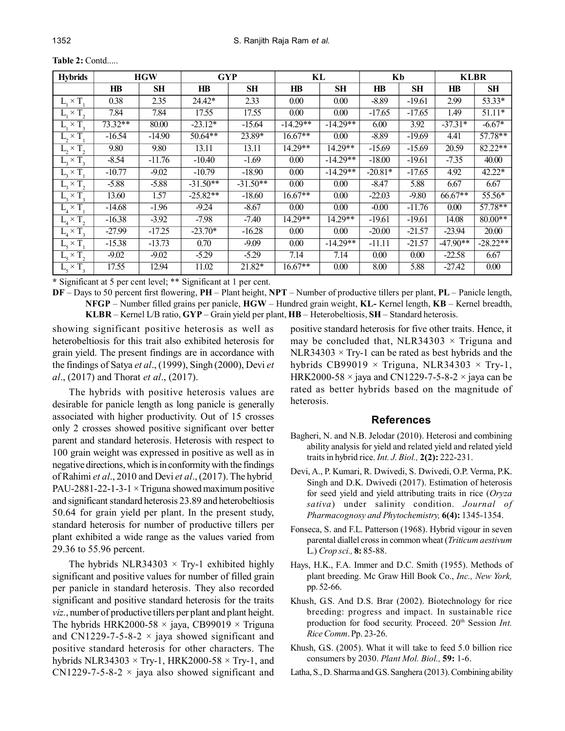**Table 2:** Contd.....

| Hybrids | HGW | | GYP | | KL | | Kb | | KLBR | |
|---|---|---|---|---|---|---|---|---|---|---|
| | HB | SH | HB | SH | HB | SH | HB | SH | HB | SH |
| $L_1 \times T_1$ | 0.38 | 2.35 | 24.42* | 2.33 | 0.00 | 0.00 | -8.89 | -19.61 | 2.99 | 53.33* |
| $L_1 \times T_2$ | 7.84 | 7.84 | 17.55 | 17.55 | 0.00 | 0.00 | -17.65 | -17.65 | 1.49 | 51.11* |
| $L_1 \times T_3$ | 73.32** | 80.00 | -23.12* | -15.64 | -14.29** | -14.29** | 6.00 | 3.92 | -37.31* | -6.67* |
| $L_2 \times T_1$ | -16.54 | -14.90 | 50.64** | 23.89* | 16.67** | 0.00 | -8.89 | -19.69 | 4.41 | 57.78** |
| $L_2 \times T_2$ | 9.80 | 9.80 | 13.11 | 13.11 | 14.29** | 14.29** | -15.69 | -15.69 | 20.59 | 82.22** |
| $L_2 \times T_3$ | -8.54 | -11.76 | -10.40 | -1.69 | 0.00 | -14.29** | -18.00 | -19.61 | -7.35 | 40.00 |
| $L_3 \times T_1$ | -10.77 | -9.02 | -10.79 | -18.90 | 0.00 | -14.29** | -20.81* | -17.65 | 4.92 | 42.22* |
| $L_3 \times T_2$ | -5.88 | -5.88 | -31.50** | -31.50** | 0.00 | 0.00 | -8.47 | 5.88 | 6.67 | 6.67 |
| $L_3 \times T_3$ | 13.60 | 1.57 | -25.82** | -18.60 | 16.67** | 0.00 | -22.03 | -9.80 | 66.67** | 55.56* |
| $L_4 \times T_1$ | -14.68 | -1.96 | -9.24 | -8.67 | 0.00 | 0.00 | -0.00 | -11.76 | 0.00 | 57.78** |
| $L_4 \times T_2$ | -16.38 | -3.92 | -7.98 | -7.40 | 14.29** | 14.29** | -19.61 | -19.61 | 14.08 | 80.00** |
| $L_4 \times T_3$ | -27.99 | -17.25 | -23.70* | -16.28 | 0.00 | 0.00 | -20.00 | -21.57 | -23.94 | 20.00 |
| $L_5 \times T_1$ | -15.38 | -13.73 | 0.70 | -9.09 | 0.00 | -14.29** | -11.11 | -21.57 | -47.90** | -28.22** |
| $L_5 \times T_2$ | -9.02 | -9.02 | -5.29 | -5.29 | 7.14 | 7.14 | 0.00 | 0.00 | -22.58 | 6.67 |
| $L_5 \times T_3$ | 17.55 | 12.94 | 11.02 | 21.82* | 16.67** | 0.00 | 8.00 | 5.88 | -27.42 | 0.00 |

\* Significant at 5 per cent level; ** Significant at 1 per cent.

**DF** – Days to 50 percent first flowering, **PH** – Plant height, **NPT** – Number of productive tillers per plant, **PL** – Panicle length, **NFGP** – Number filled grains per panicle, **HGW** – Hundred grain weight, **KL-** Kernel length, **KB** – Kernel breadth, **KLBR** – Kernel L/B ratio, **GYP** – Grain yield per plant, **HB** – Heterobeltiosis, **SH** – Standard heterosis.

showing significant positive heterosis as well as heterobeltiosis for this trait also exhibited heterosis for grain yield. The present findings are in accordance with the findings of Satya *et al*., (1999), Singh (2000), Devi *et al*., (2017) and Thorat *et al*., (2017).

The hybrids with positive heterosis values are desirable for panicle length as long panicle is generally associated with higher productivity. Out of 15 crosses only 2 crosses showed positive significant over better parent and standard heterosis. Heterosis with respect to 100 grain weight was expressed in positive as well as in negative directions, which is in conformity with the findings of Rahimi *et al*., 2010 and Devi *et al*., (2017). The hybrid PAU-2881-22-1-3-1 × Triguna showed maximum positive and significant standard heterosis 23.89 and heterobeltiosis 50.64 for grain yield per plant. In the present study, standard heterosis for number of productive tillers per plant exhibited a wide range as the values varied from 29.36 to 55.96 percent.

The hybrids NLR34303 × Try-1 exhibited highly significant and positive values for number of filled grain per panicle in standard heterosis. They also recorded significant and positive standard heterosis for the traits *viz.*, number of productive tillers per plant and plant height. The hybrids HRK2000-58 × jaya, CB99019 × Triguna and CN1229-7-5-8-2 × jaya showed significant and positive standard heterosis for other characters. The hybrids NLR34303 × Try-1, HRK2000-58 × Try-1, and CN1229-7-5-8-2 × jaya also showed significant and positive standard heterosis for five other traits. Hence, it may be concluded that, NLR34303 × Triguna and NLR34303 × Try-1 can be rated as best hybrids and the hybrids CB99019 × Triguna, NLR34303 × Try-1, HRK2000-58 × jaya and CN1229-7-5-8-2 × jaya can be rated as better hybrids based on the magnitude of heterosis.

## References

Bagheri, N. and N.B. Jelodar (2010). Heterosi and combining ability analysis for yield and related yield and related yield traits in hybrid rice. *Int. J. Biol.,* **2(2):** 222-231.

Devi, A., P. Kumari, R. Dwivedi, S. Dwivedi, O.P. Verma, P.K. Singh and D.K. Dwivedi (2017). Estimation of heterosis for seed yield and yield attributing traits in rice (*Oryza sativa*) under salinity condition. *Journal of Pharmacognosy and Phytochemistry,* **6(4):** 1345-1354.

Fonseca, S. and F.L. Patterson (1968). Hybrid vigour in seven parental diallel cross in common wheat (*Triticum aestivum* L.) *Crop sci.,* **8:** 85-88.

Hays, H.K., F.A. Immer and D.C. Smith (1955). Methods of plant breeding. Mc Graw Hill Book Co., *Inc., New York,* pp. 52-66.

Khush, G.S. And D.S. Brar (2002). Biotechnology for rice breeding: progress and impact. In sustainable rice production for food security. Proceed. 20th Session *Int. Rice Comm*. Pp. 23-26.

Khush, G.S. (2005). What it will take to feed 5.0 billion rice consumers by 2030. *Plant Mol. Biol.,* **59:** 1-6.

Latha, S., D. Sharma and G.S. Sanghera (2013). Combining ability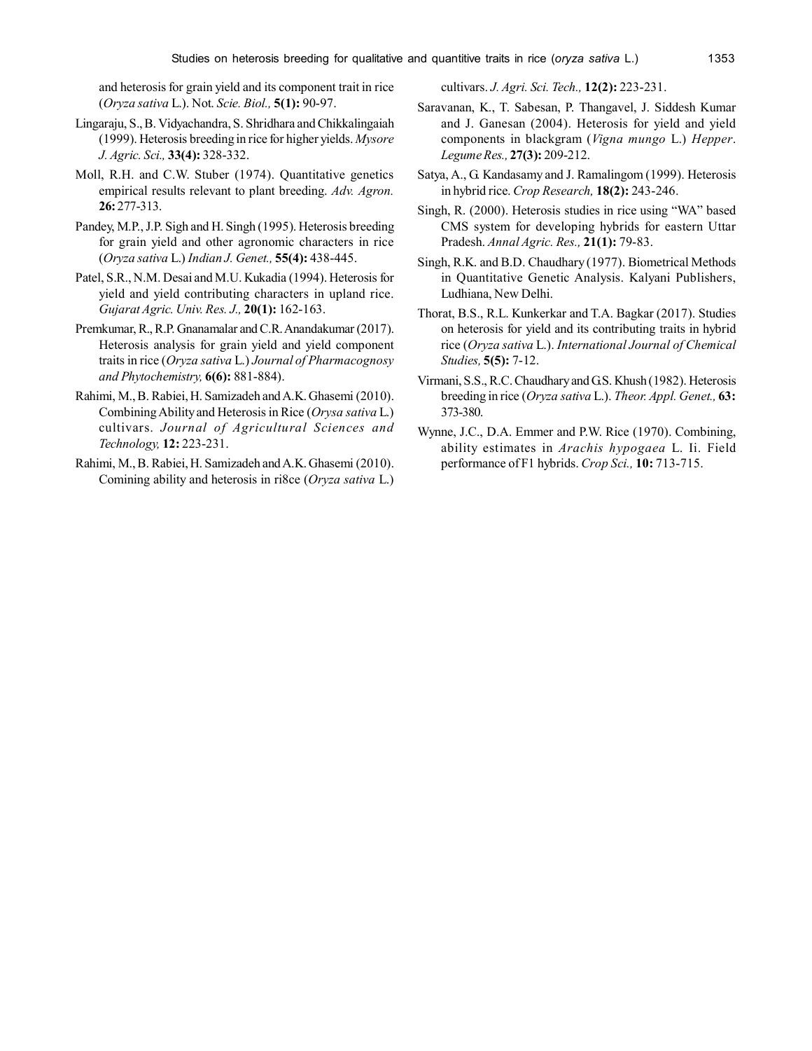and heterosis for grain yield and its component trait in rice (*Oryza sativa* L.). Not. *Scie. Biol.,* **5(1):** 90-97.

Lingaraju, S., B. Vidyachandra, S. Shridhara and Chikkalingaiah (1999). Heterosis breeding in rice for higher yields. *Mysore J. Agric. Sci.,* **33(4):** 328-332.

Moll, R.H. and C.W. Stuber (1974). Quantitative genetics empirical results relevant to plant breeding. *Adv. Agron.* **26:** 277-313.

Pandey, M.P., J.P. Sigh and H. Singh (1995). Heterosis breeding for grain yield and other agronomic characters in rice (*Oryza sativa* L.) *Indian J. Genet.,* **55(4):** 438-445.

Patel, S.R., N.M. Desai and M.U. Kukadia (1994). Heterosis for yield and yield contributing characters in upland rice. *Gujarat Agric. Univ. Res. J.,* **20(1):** 162-163.

Premkumar, R., R.P. Gnanamalar and C.R. Anandakumar (2017). Heterosis analysis for grain yield and yield component traits in rice (*Oryza sativa* L.) *Journal of Pharmacognosy and Phytochemistry,* **6(6):** 881-884).

Rahimi, M., B. Rabiei, H. Samizadeh and A.K. Ghasemi (2010). Combining Ability and Heterosis in Rice (*Orysa sativa* L.) cultivars. *Journal of Agricultural Sciences and Technology,* **12:** 223-231.

Rahimi, M., B. Rabiei, H. Samizadeh and A.K. Ghasemi (2010). Comining ability and heterosis in ri8ce (*Oryza sativa* L.) cultivars. *J. Agri. Sci. Tech.,* **12(2):** 223-231.

Saravanan, K., T. Sabesan, P. Thangavel, J. Siddesh Kumar and J. Ganesan (2004). Heterosis for yield and yield components in blackgram (*Vigna mungo* L.) *Hepper*. *Legume Res.,* **27(3):** 209-212.

Satya, A., G. Kandasamy and J. Ramalingom (1999). Heterosis in hybrid rice. *Crop Research,* **18(2):** 243-246.

Singh, R. (2000). Heterosis studies in rice using "WA" based CMS system for developing hybrids for eastern Uttar Pradesh. *Annal Agric. Res.,* **21(1):** 79-83.

Singh, R.K. and B.D. Chaudhary (1977). Biometrical Methods in Quantitative Genetic Analysis. Kalyani Publishers, Ludhiana, New Delhi.

Thorat, B.S., R.L. Kunkerkar and T.A. Bagkar (2017). Studies on heterosis for yield and its contributing traits in hybrid rice (*Oryza sativa* L.). *International Journal of Chemical Studies,* **5(5):** 7-12.

Virmani, S.S., R.C. Chaudhary and G.S. Khush (1982). Heterosis breeding in rice (*Oryza sativa* L.). *Theor. Appl. Genet.,* **63:** 373-380.

Wynne, J.C., D.A. Emmer and P.W. Rice (1970). Combining, ability estimates in *Arachis hypogaea* L. Ii. Field performance of F1 hybrids. *Crop Sci.,* **10:** 713-715.